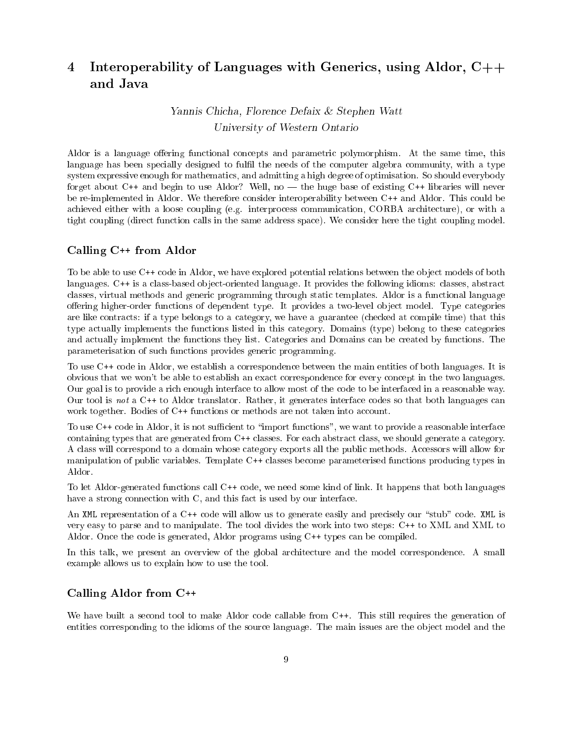# 4 Interoperability of Languages with Generics, using Aldor, C++ and Java

*Yannis Chicha, Florence Defaix & Stephen Watt*

*University of Western Ontario*

Aldor is a language offering functional concepts and parametric polymorphism. At the same time, this language has been specially designed to fulfil the needs of the computer algebra community, with a type system expressive enough for mathematics, and admitting a high degree of optimisation. So should everybody forget about C++ and begin to use Aldor? Well, no — the huge base of existing C++ libraries will never be re-implemented in Aldor. We therefore consider interoperability between C++ and Aldor. This could be achieved either with a loose coupling (e.g. interprocess communication, CORBA architecture), or with a tight coupling (direct function calls in the same address space). We consider here the tight coupling model.

## Calling C++ from Aldor

To be able to use C++ code in Aldor, we have explored potential relations between the object models of both languages. C++ is a class-based object-oriented language. It provides the following idioms: classes, abstract classes, virtual methods and generic programming through static templates. Aldor is a functional language offering higher-order functions of dependent type. It provides a two-level object model. Type categories are like contracts: if a type belongs to a category, we have a guarantee (checked at compile time) that this type actually implements the functions listed in this category. Domains (type) belong to these categories and actually implement the functions they list. Categories and Domains can be created by functions. The parameterisation of such functions provides generic programming.

To use C++ code in Aldor, we establish a correspondence between the main entities of both languages. It is obvious that we won't be able to establish an exact correspondence for every concept in the two languages. Our goal is to provide a rich enough interface to allow most of the code to be interfaced in a reasonable way. Our tool is *not* a C++ to Aldor translator. Rather, it generates interface codes so that both languages can work together. Bodies of C++ functions or methods are not taken into account.

To use C++ code in Aldor, it is not sufficient to "import functions", we want to provide a reasonable interface containing types that are generated from C++ classes. For each abstract class, we should generate a category. A class will correspond to a domain whose category exports all the public methods. Accessors will allow for manipulation of public variables. Template C++ classes become parameterised functions producing types in Aldor.

To let Aldor-generated functions call C++ code, we need some kind of link. It happens that both languages have a strong connection with C, and this fact is used by our interface.

An `XML` representation of a C++ code will allow us to generate easily and precisely our "stub" code. `XML` is very easy to parse and to manipulate. The tool divides the work into two steps: C++ to XML and XML to Aldor. Once the code is generated, Aldor programs using C++ types can be compiled.

In this talk, we present an overview of the global architecture and the model correspondence. A small example allows us to explain how to use the tool.

## Calling Aldor from C++

We have built a second tool to make Aldor code callable from C++. This still requires the generation of entities corresponding to the idioms of the source language. The main issues are the object model and the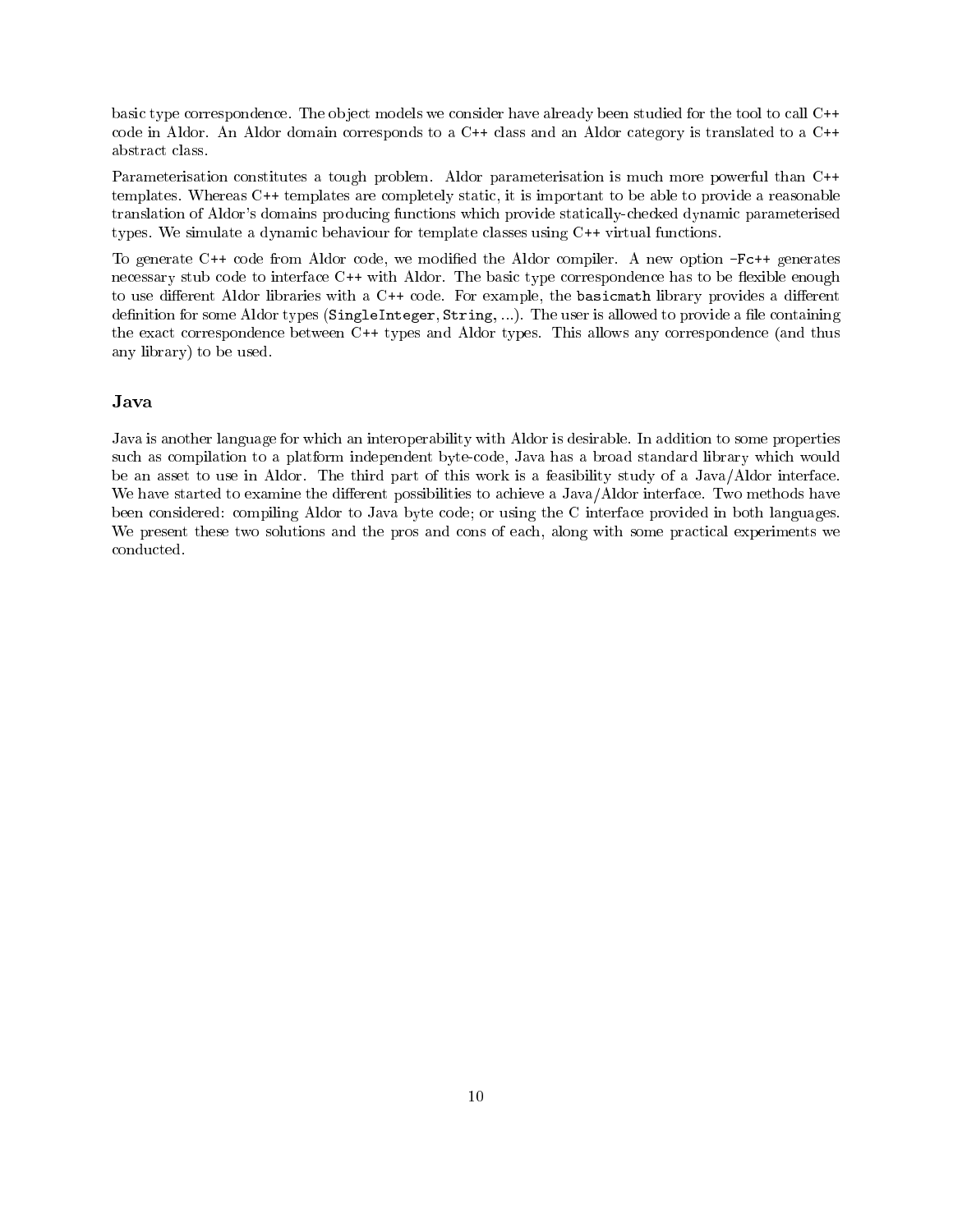basic type correspondence. The object models we consider have already been studied for the tool to call C++ code in Aldor. An Aldor domain corresponds to a C++ class and an Aldor category is translated to a C++ abstract class.

Parameterisation constitutes a tough problem. Aldor parameterisation is much more powerful than C++ templates. Whereas C++ templates are completely static, it is important to be able to provide a reasonable translation of Aldor's domains producing functions which provide statically-checked dynamic parameterised types. We simulate a dynamic behaviour for template classes using C++ virtual functions.

To generate C++ code from Aldor code, we modified the Aldor compiler. A new option `-Fc++` generates necessary stub code to interface C++ with Aldor. The basic type correspondence has to be flexible enough to use different Aldor libraries with a C++ code. For example, the `basicmath` library provides a different definition for some Aldor types (`SingleInteger`, `String`, ...). The user is allowed to provide a file containing the exact correspondence between C++ types and Aldor types. This allows any correspondence (and thus any library) to be used.

### Java

Java is another language for which an interoperability with Aldor is desirable. In addition to some properties such as compilation to a platform independent byte-code, Java has a broad standard library which would be an asset to use in Aldor. The third part of this work is a feasibility study of a Java/Aldor interface. We have started to examine the different possibilities to achieve a Java/Aldor interface. Two methods have been considered: compiling Aldor to Java byte code; or using the C interface provided in both languages. We present these two solutions and the pros and cons of each, along with some practical experiments we conducted.